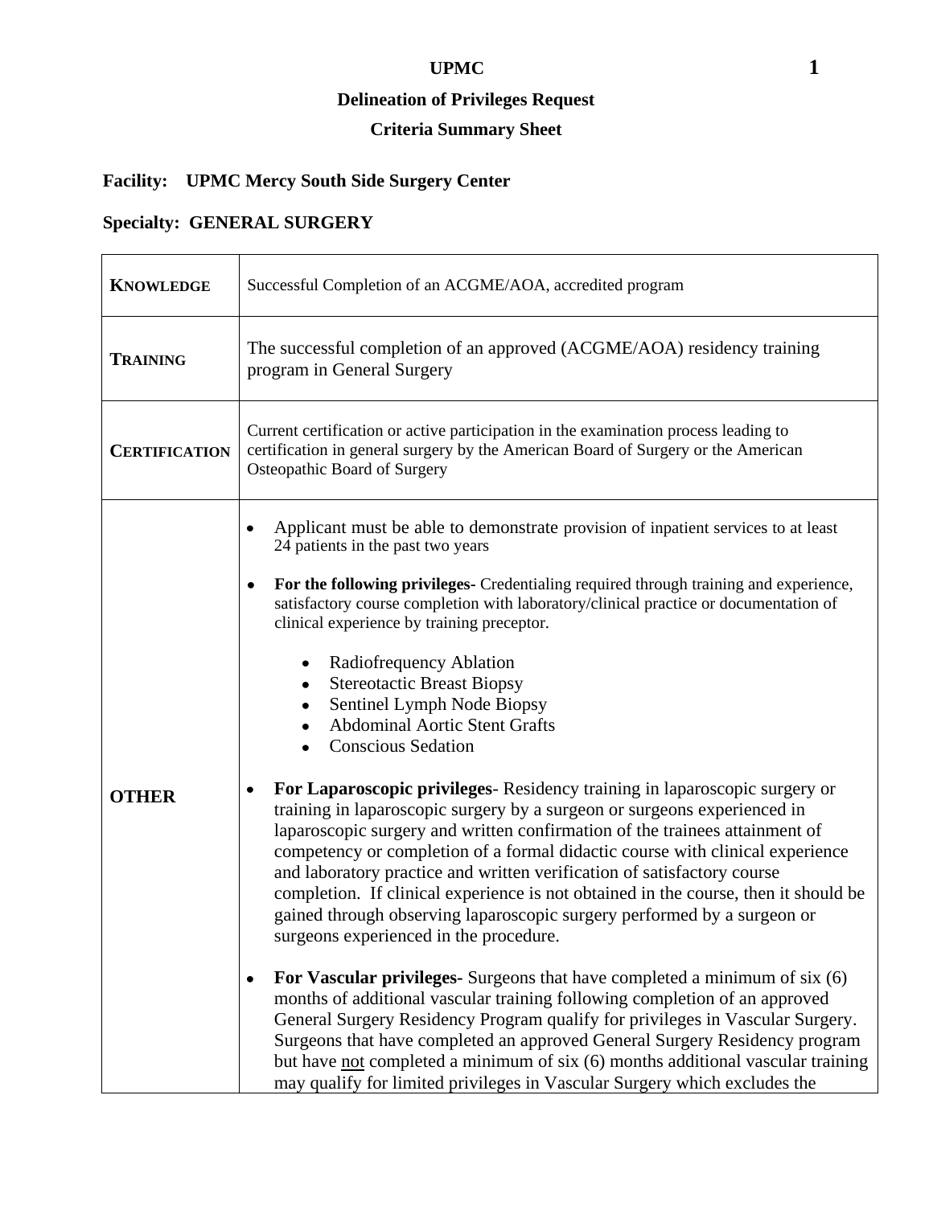# UPMC

## Delineation of Privileges Request

## Criteria Summary Sheet

**Facility: UPMC Mercy South Side Surgery Center**

**Specialty: GENERAL SURGERY**

| | |
|---|---|
| **KNOWLEDGE** | Successful Completion of an ACGME/AOA, accredited program |
| **TRAINING** | The successful completion of an approved (ACGME/AOA) residency training program in General Surgery |
| **CERTIFICATION** | Current certification or active participation in the examination process leading to certification in general surgery by the American Board of Surgery or the American Osteopathic Board of Surgery |
| **OTHER** | • Applicant must be able to demonstrate provision of inpatient services to at least 24 patients in the past two years<br><br>• **For the following privileges-** Credentialing required through training and experience, satisfactory course completion with laboratory/clinical practice or documentation of clinical experience by training preceptor.<br>  ◦ Radiofrequency Ablation<br>  ◦ Stereotactic Breast Biopsy<br>  ◦ Sentinel Lymph Node Biopsy<br>  ◦ Abdominal Aortic Stent Grafts<br>  ◦ Conscious Sedation<br><br>• **For Laparoscopic privileges**- Residency training in laparoscopic surgery or training in laparoscopic surgery by a surgeon or surgeons experienced in laparoscopic surgery and written confirmation of the trainees attainment of competency or completion of a formal didactic course with clinical experience and laboratory practice and written verification of satisfactory course completion. If clinical experience is not obtained in the course, then it should be gained through observing laparoscopic surgery performed by a surgeon or surgeons experienced in the procedure.<br><br>• **For Vascular privileges-** Surgeons that have completed a minimum of six (6) months of additional vascular training following completion of an approved General Surgery Residency Program qualify for privileges in Vascular Surgery. Surgeons that have completed an approved General Surgery Residency program but have <u>not</u> completed a minimum of six (6) months additional vascular training may qualify for limited privileges in Vascular Surgery which excludes the |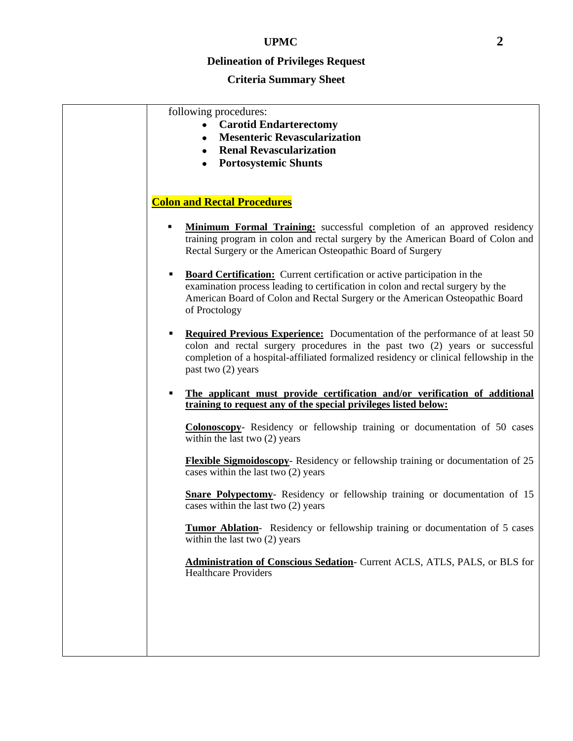following procedures:

- **Carotid Endarterectomy**
- **Mesenteric Revascularization**
- **Renal Revascularization**
- **Portosystemic Shunts**

## Colon and Rectal Procedures

- **Minimum Formal Training:** successful completion of an approved residency training program in colon and rectal surgery by the American Board of Colon and Rectal Surgery or the American Osteopathic Board of Surgery

- **Board Certification:** Current certification or active participation in the examination process leading to certification in colon and rectal surgery by the American Board of Colon and Rectal Surgery or the American Osteopathic Board of Proctology

- **Required Previous Experience:** Documentation of the performance of at least 50 colon and rectal surgery procedures in the past two (2) years or successful completion of a hospital-affiliated formalized residency or clinical fellowship in the past two (2) years

- **The applicant must provide certification and/or verification of additional training to request any of the special privileges listed below:**

  **Colonoscopy**- Residency or fellowship training or documentation of 50 cases within the last two (2) years

  **Flexible Sigmoidoscopy**- Residency or fellowship training or documentation of 25 cases within the last two (2) years

  **Snare Polypectomy**- Residency or fellowship training or documentation of 15 cases within the last two (2) years

  **Tumor Ablation**- Residency or fellowship training or documentation of 5 cases within the last two (2) years

  **Administration of Conscious Sedation**- Current ACLS, ATLS, PALS, or BLS for Healthcare Providers